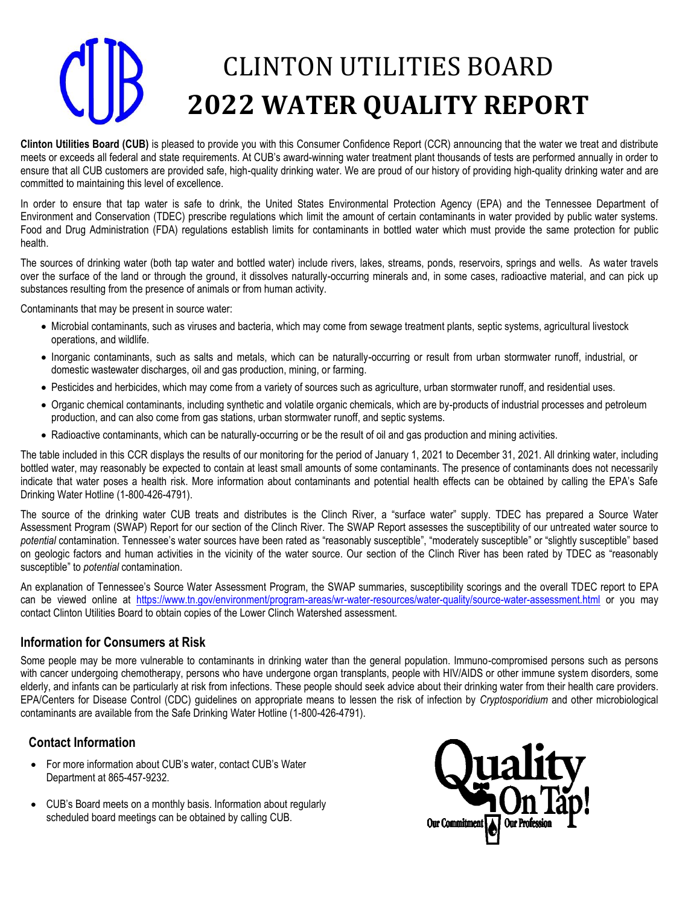# CLINTON UTILITIES BOARD
# 2022 WATER QUALITY REPORT

**Clinton Utilities Board (CUB)** is pleased to provide you with this Consumer Confidence Report (CCR) announcing that the water we treat and distribute meets or exceeds all federal and state requirements. At CUB's award-winning water treatment plant thousands of tests are performed annually in order to ensure that all CUB customers are provided safe, high-quality drinking water. We are proud of our history of providing high-quality drinking water and are committed to maintaining this level of excellence.

In order to ensure that tap water is safe to drink, the United States Environmental Protection Agency (EPA) and the Tennessee Department of Environment and Conservation (TDEC) prescribe regulations which limit the amount of certain contaminants in water provided by public water systems. Food and Drug Administration (FDA) regulations establish limits for contaminants in bottled water which must provide the same protection for public health.

The sources of drinking water (both tap water and bottled water) include rivers, lakes, streams, ponds, reservoirs, springs and wells. As water travels over the surface of the land or through the ground, it dissolves naturally-occurring minerals and, in some cases, radioactive material, and can pick up substances resulting from the presence of animals or from human activity.

Contaminants that may be present in source water:

- Microbial contaminants, such as viruses and bacteria, which may come from sewage treatment plants, septic systems, agricultural livestock operations, and wildlife.
- Inorganic contaminants, such as salts and metals, which can be naturally-occurring or result from urban stormwater runoff, industrial, or domestic wastewater discharges, oil and gas production, mining, or farming.
- Pesticides and herbicides, which may come from a variety of sources such as agriculture, urban stormwater runoff, and residential uses.
- Organic chemical contaminants, including synthetic and volatile organic chemicals, which are by-products of industrial processes and petroleum production, and can also come from gas stations, urban stormwater runoff, and septic systems.
- Radioactive contaminants, which can be naturally-occurring or be the result of oil and gas production and mining activities.

The table included in this CCR displays the results of our monitoring for the period of January 1, 2021 to December 31, 2021. All drinking water, including bottled water, may reasonably be expected to contain at least small amounts of some contaminants. The presence of contaminants does not necessarily indicate that water poses a health risk. More information about contaminants and potential health effects can be obtained by calling the EPA's Safe Drinking Water Hotline (1-800-426-4791).

The source of the drinking water CUB treats and distributes is the Clinch River, a "surface water" supply. TDEC has prepared a Source Water Assessment Program (SWAP) Report for our section of the Clinch River. The SWAP Report assesses the susceptibility of our untreated water source to *potential* contamination. Tennessee's water sources have been rated as "reasonably susceptible", "moderately susceptible" or "slightly susceptible" based on geologic factors and human activities in the vicinity of the water source. Our section of the Clinch River has been rated by TDEC as "reasonably susceptible" to *potential* contamination.

An explanation of Tennessee's Source Water Assessment Program, the SWAP summaries, susceptibility scorings and the overall TDEC report to EPA can be viewed online at https://www.tn.gov/environment/program-areas/wr-water-resources/water-quality/source-water-assessment.html or you may contact Clinton Utilities Board to obtain copies of the Lower Clinch Watershed assessment.

## Information for Consumers at Risk

Some people may be more vulnerable to contaminants in drinking water than the general population. Immuno-compromised persons such as persons with cancer undergoing chemotherapy, persons who have undergone organ transplants, people with HIV/AIDS or other immune system disorders, some elderly, and infants can be particularly at risk from infections. These people should seek advice about their drinking water from their health care providers. EPA/Centers for Disease Control (CDC) guidelines on appropriate means to lessen the risk of infection by *Cryptosporidium* and other microbiological contaminants are available from the Safe Drinking Water Hotline (1-800-426-4791).

## Contact Information

- For more information about CUB's water, contact CUB's Water Department at 865-457-9232.
- CUB's Board meets on a monthly basis. Information about regularly scheduled board meetings can be obtained by calling CUB.

Quality On Tap! Our Commitment Our Profession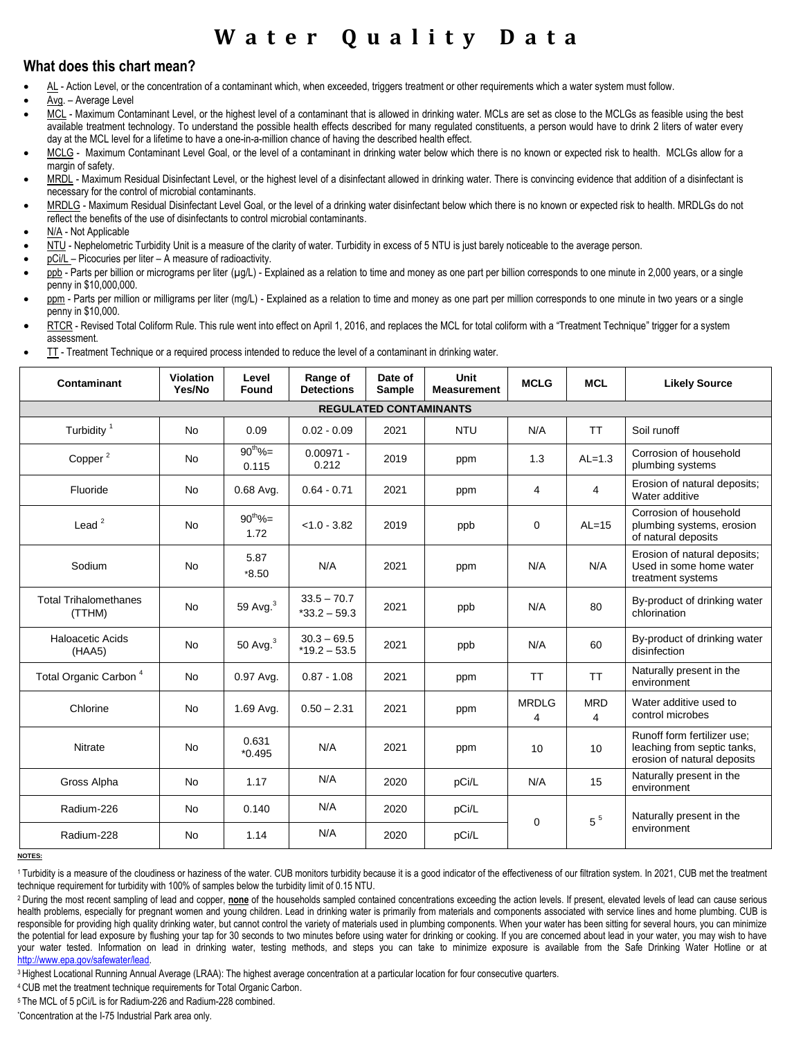# Water Quality Data

## What does this chart mean?

- AL - Action Level, or the concentration of a contaminant which, when exceeded, triggers treatment or other requirements which a water system must follow.
- Avg. – Average Level
- MCL - Maximum Contaminant Level, or the highest level of a contaminant that is allowed in drinking water. MCLs are set as close to the MCLGs as feasible using the best available treatment technology. To understand the possible health effects described for many regulated constituents, a person would have to drink 2 liters of water every day at the MCL level for a lifetime to have a one-in-a-million chance of having the described health effect.
- MCLG - Maximum Contaminant Level Goal, or the level of a contaminant in drinking water below which there is no known or expected risk to health. MCLGs allow for a margin of safety.
- MRDL - Maximum Residual Disinfectant Level, or the highest level of a disinfectant allowed in drinking water. There is convincing evidence that addition of a disinfectant is necessary for the control of microbial contaminants.
- MRDLG - Maximum Residual Disinfectant Level Goal, or the level of a drinking water disinfectant below which there is no known or expected risk to health. MRDLGs do not reflect the benefits of the use of disinfectants to control microbial contaminants.
- N/A - Not Applicable
- NTU - Nephelometric Turbidity Unit is a measure of the clarity of water. Turbidity in excess of 5 NTU is just barely noticeable to the average person.
- pCi/L – Picocuries per liter – A measure of radioactivity.
- ppb - Parts per billion or micrograms per liter (µg/L) - Explained as a relation to time and money as one part per billion corresponds to one minute in 2,000 years, or a single penny in $10,000,000.
- ppm - Parts per million or milligrams per liter (mg/L) - Explained as a relation to time and money as one part per million corresponds to one minute in two years or a single penny in $10,000.
- RTCR - Revised Total Coliform Rule. This rule went into effect on April 1, 2016, and replaces the MCL for total coliform with a "Treatment Technique" trigger for a system assessment.
- TT - Treatment Technique or a required process intended to reduce the level of a contaminant in drinking water.

| Contaminant | Violation Yes/No | Level Found | Range of Detections | Date of Sample | Unit Measurement | MCLG | MCL | Likely Source |
|---|---|---|---|---|---|---|---|---|
| **REGULATED CONTAMINANTS** | | | | | | | | |
| Turbidity [1] | No | 0.09 | 0.02 - 0.09 | 2021 | NTU | N/A | TT | Soil runoff |
| Copper [2] | No | $90^{th}$%= 0.115 | 0.00971 - 0.212 | 2019 | ppm | 1.3 | AL=1.3 | Corrosion of household plumbing systems |
| Fluoride | No | 0.68 Avg. | 0.64 - 0.71 | 2021 | ppm | 4 | 4 | Erosion of natural deposits; Water additive |
| Lead [2] | No | $90^{th}$%= 1.72 | <1.0 - 3.82 | 2019 | ppb | 0 | AL=15 | Corrosion of household plumbing systems, erosion of natural deposits |
| Sodium | No | 5.87 *8.50 | N/A | 2021 | ppm | N/A | N/A | Erosion of natural deposits; Used in some home water treatment systems |
| Total Trihalomethanes (TTHM) | No | 59 Avg.[3] | 33.5 – 70.7 *33.2 – 59.3 | 2021 | ppb | N/A | 80 | By-product of drinking water chlorination |
| Haloacetic Acids (HAA5) | No | 50 Avg.[3] | 30.3 – 69.5 *19.2 – 53.5 | 2021 | ppb | N/A | 60 | By-product of drinking water disinfection |
| Total Organic Carbon [4] | No | 0.97 Avg. | 0.87 - 1.08 | 2021 | ppm | TT | TT | Naturally present in the environment |
| Chlorine | No | 1.69 Avg. | 0.50 – 2.31 | 2021 | ppm | MRDLG 4 | MRD 4 | Water additive used to control microbes |
| Nitrate | No | 0.631 *0.495 | N/A | 2021 | ppm | 10 | 10 | Runoff form fertilizer use; leaching from septic tanks, erosion of natural deposits |
| Gross Alpha | No | 1.17 | N/A | 2020 | pCi/L | N/A | 15 | Naturally present in the environment |
| Radium-226 | No | 0.140 | N/A | 2020 | pCi/L | 0 | 5 [5] | Naturally present in the environment |
| Radium-228 | No | 1.14 | N/A | 2020 | pCi/L | | | |

**NOTES:**

[1] Turbidity is a measure of the cloudiness or haziness of the water. CUB monitors turbidity because it is a good indicator of the effectiveness of our filtration system. In 2021, CUB met the treatment technique requirement for turbidity with 100% of samples below the turbidity limit of 0.15 NTU.

[2] During the most recent sampling of lead and copper, **none** of the households sampled contained concentrations exceeding the action levels. If present, elevated levels of lead can cause serious health problems, especially for pregnant women and young children. Lead in drinking water is primarily from materials and components associated with service lines and home plumbing. CUB is responsible for providing high quality drinking water, but cannot control the variety of materials used in plumbing components. When your water has been sitting for several hours, you can minimize the potential for lead exposure by flushing your tap for 30 seconds to two minutes before using water for drinking or cooking. If you are concerned about lead in your water, you may wish to have your water tested. Information on lead in drinking water, testing methods, and steps you can take to minimize exposure is available from the Safe Drinking Water Hotline or at http://www.epa.gov/safewater/lead.

[3] Highest Locational Running Annual Average (LRAA): The highest average concentration at a particular location for four consecutive quarters.

[4] CUB met the treatment technique requirements for Total Organic Carbon.

[5] The MCL of 5 pCi/L is for Radium-226 and Radium-228 combined.

*Concentration at the I-75 Industrial Park area only.